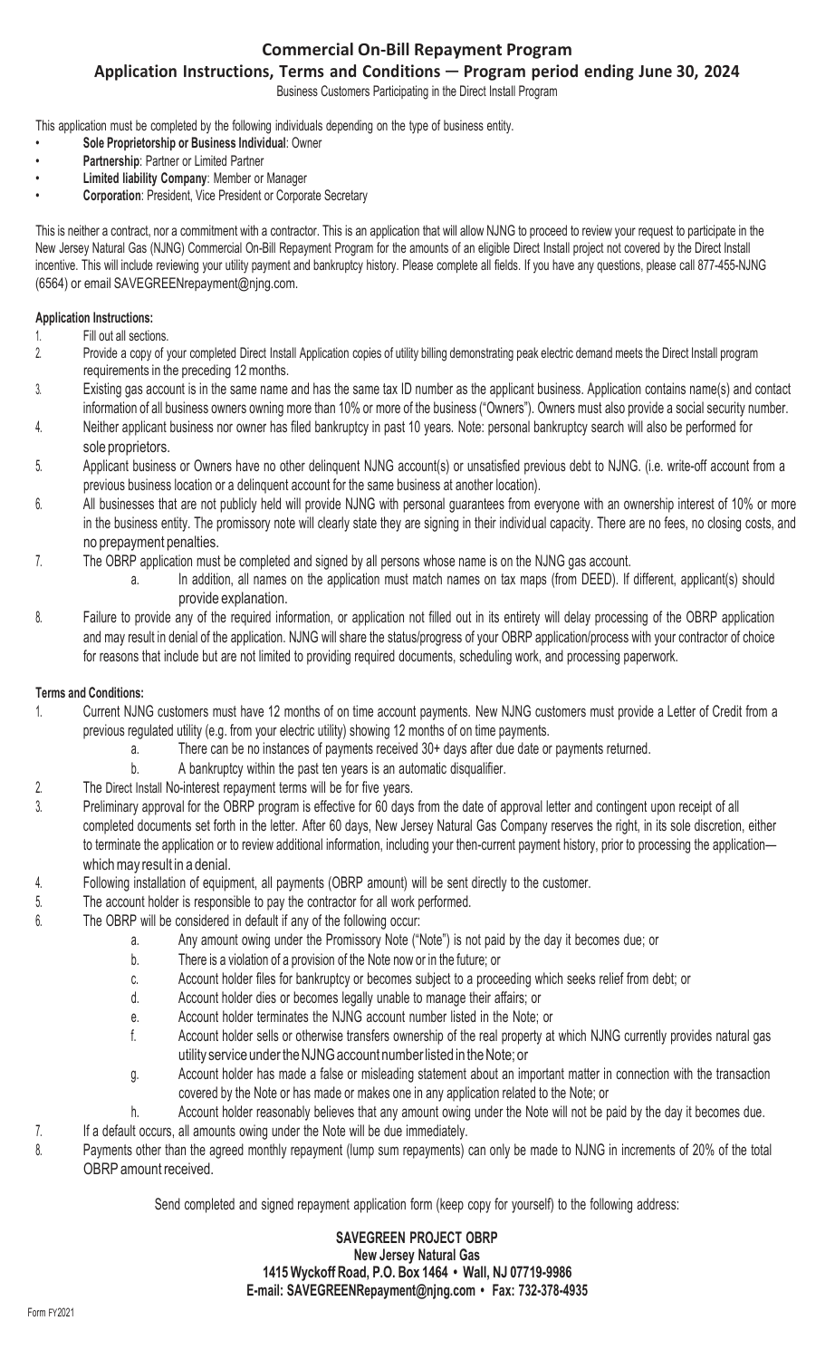# Commercial On-Bill Repayment Program

## Application Instructions, Terms and Conditions — Program period ending June 30, 2024

Business Customers Participating in the Direct Install Program

This application must be completed by the following individuals depending on the type of business entity.

- **Sole Proprietorship or Business Individual**: Owner
- **Partnership**: Partner or Limited Partner
- **Limited liability Company**: Member or Manager
- **Corporation**: President, Vice President or Corporate Secretary

This is neither a contract, nor a commitment with a contractor. This is an application that will allow NJNG to proceed to review your request to participate in the New Jersey Natural Gas (NJNG) Commercial On-Bill Repayment Program for the amounts of an eligible Direct Install project not covered by the Direct Install incentive. This will include reviewing your utility payment and bankruptcy history. Please complete all fields. If you have any questions, please call 877-455-NJNG (6564) or email SAVEGREENrepayment@njng.com.

**Application Instructions:**

1. Fill out all sections.
2. Provide a copy of your completed Direct Install Application copies of utility billing demonstrating peak electric demand meets the Direct Install program requirements in the preceding 12 months.
3. Existing gas account is in the same name and has the same tax ID number as the applicant business. Application contains name(s) and contact information of all business owners owning more than 10% or more of the business ("Owners"). Owners must also provide a social security number.
4. Neither applicant business nor owner has filed bankruptcy in past 10 years. Note: personal bankruptcy search will also be performed for sole proprietors.
5. Applicant business or Owners have no other delinquent NJNG account(s) or unsatisfied previous debt to NJNG. (i.e. write-off account from a previous business location or a delinquent account for the same business at another location).
6. All businesses that are not publicly held will provide NJNG with personal guarantees from everyone with an ownership interest of 10% or more in the business entity. The promissory note will clearly state they are signing in their individual capacity. There are no fees, no closing costs, and no prepayment penalties.
7. The OBRP application must be completed and signed by all persons whose name is on the NJNG gas account.
   a. In addition, all names on the application must match names on tax maps (from DEED). If different, applicant(s) should provide explanation.
8. Failure to provide any of the required information, or application not filled out in its entirety will delay processing of the OBRP application and may result in denial of the application. NJNG will share the status/progress of your OBRP application/process with your contractor of choice for reasons that include but are not limited to providing required documents, scheduling work, and processing paperwork.

**Terms and Conditions:**

1. Current NJNG customers must have 12 months of on time account payments. New NJNG customers must provide a Letter of Credit from a previous regulated utility (e.g. from your electric utility) showing 12 months of on time payments.
   a. There can be no instances of payments received 30+ days after due date or payments returned.
   b. A bankruptcy within the past ten years is an automatic disqualifier.
2. The Direct Install No-interest repayment terms will be for five years.
3. Preliminary approval for the OBRP program is effective for 60 days from the date of approval letter and contingent upon receipt of all completed documents set forth in the letter. After 60 days, New Jersey Natural Gas Company reserves the right, in its sole discretion, either to terminate the application or to review additional information, including your then-current payment history, prior to processing the application—which may result in a denial.
4. Following installation of equipment, all payments (OBRP amount) will be sent directly to the customer.
5. The account holder is responsible to pay the contractor for all work performed.
6. The OBRP will be considered in default if any of the following occur:
   a. Any amount owing under the Promissory Note ("Note") is not paid by the day it becomes due; or
   b. There is a violation of a provision of the Note now or in the future; or
   c. Account holder files for bankruptcy or becomes subject to a proceeding which seeks relief from debt; or
   d. Account holder dies or becomes legally unable to manage their affairs; or
   e. Account holder terminates the NJNG account number listed in the Note; or
   f. Account holder sells or otherwise transfers ownership of the real property at which NJNG currently provides natural gas utility service under the NJNG account number listed in the Note; or
   g. Account holder has made a false or misleading statement about an important matter in connection with the transaction covered by the Note or has made or makes one in any application related to the Note; or
   h. Account holder reasonably believes that any amount owing under the Note will not be paid by the day it becomes due.
7. If a default occurs, all amounts owing under the Note will be due immediately.
8. Payments other than the agreed monthly repayment (lump sum repayments) can only be made to NJNG in increments of 20% of the total OBRP amount received.

Send completed and signed repayment application form (keep copy for yourself) to the following address:

**SAVEGREEN PROJECT OBRP**
**New Jersey Natural Gas**
**1415 Wyckoff Road, P.O. Box 1464 • Wall, NJ 07719-9986**
**E-mail: SAVEGREENRepayment@njng.com • Fax: 732-378-4935**

Form FY2021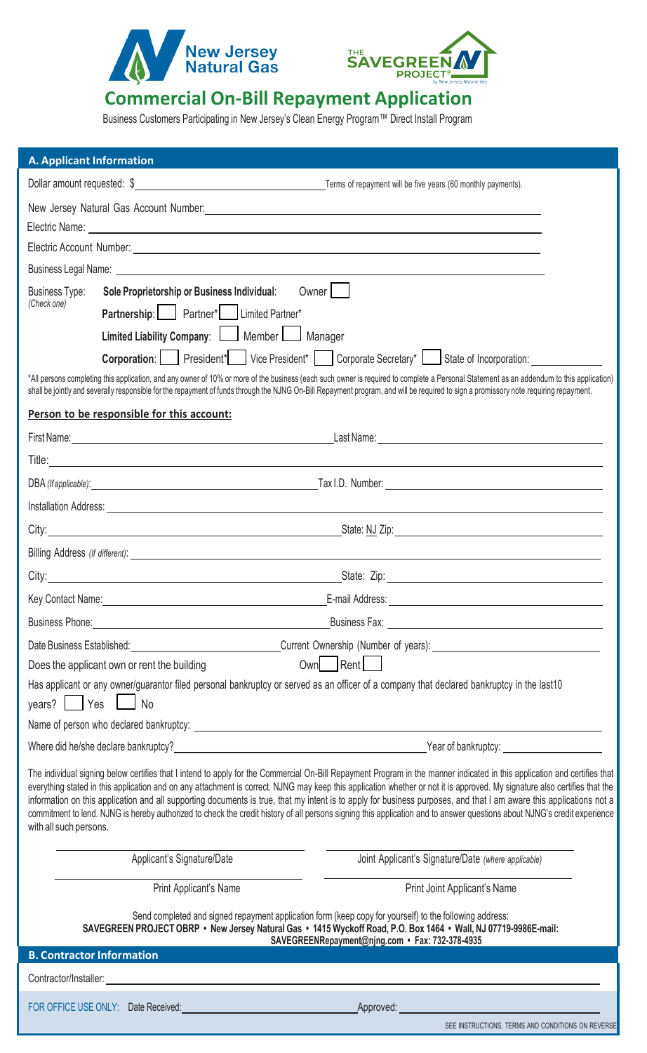# Commercial On-Bill Repayment Application

Business Customers Participating in New Jersey's Clean Energy Program™ Direct Install Program

## A. Applicant Information

Dollar amount requested: $ ______________ Terms of repayment will be five years (60 monthly payments).

New Jersey Natural Gas Account Number: ______________

Electric Name: ______________

Electric Account Number: ______________

Business Legal Name: ______________

Business Type: *(Check one)*

- **Sole Proprietorship or Business Individual**: Owner ☐
- **Partnership**: ☐ Partner* ☐ Limited Partner*
- **Limited Liability Company**: ☐ Member ☐ Manager
- **Corporation**: ☐ President* ☐ Vice President* ☐ Corporate Secretary* ☐ State of Incorporation: ______________

*All persons completing this application, and any owner of 10% or more of the business (each such owner is required to complete a Personal Statement as an addendum to this application) shall be jointly and severally responsible for the repayment of funds through the NJNG On-Bill Repayment program, and will be required to sign a promissory note requiring repayment.

**Person to be responsible for this account:**

First Name: ______________ Last Name: ______________

Title: ______________

DBA *(If applicable)*: ______________ Tax I.D. Number: ______________

Installation Address: ______________

City: ______________ State: NJ Zip: ______________

Billing Address *(If different)*: ______________

City: ______________ State: Zip: ______________

Key Contact Name: ______________ E-mail Address: ______________

Business Phone: ______________ Business Fax: ______________

Date Business Established: ______________ Current Ownership (Number of years): ______________

Does the applicant own or rent the building Own ☐ Rent ☐

Has applicant or any owner/guarantor filed personal bankruptcy or served as an officer of a company that declared bankruptcy in the last10 years? ☐ Yes ☐ No

Name of person who declared bankruptcy: ______________

Where did he/she declare bankruptcy? ______________ Year of bankruptcy: ______________

The individual signing below certifies that I intend to apply for the Commercial On-Bill Repayment Program in the manner indicated in this application and certifies that everything stated in this application and on any attachment is correct. NJNG may keep this application whether or not it is approved. My signature also certifies that the information on this application and all supporting documents is true, that my intent is to apply for business purposes, and that I am aware this applications not a commitment to lend. NJNG is hereby authorized to check the credit history of all persons signing this application and to answer questions about NJNG's credit experience with all such persons.

______________ Applicant's Signature/Date ______________ Joint Applicant's Signature/Date *(where applicable)*

______________ Print Applicant's Name ______________ Print Joint Applicant's Name

Send completed and signed repayment application form (keep copy for yourself) to the following address:
**SAVEGREEN PROJECT OBRP • New Jersey Natural Gas • 1415 Wyckoff Road, P.O. Box 1464 • Wall, NJ 07719-9986E-mail: SAVEGREENRepayment@njng.com • Fax: 732-378-4935**

## B. Contractor Information

Contractor/Installer: ______________

FOR OFFICE USE ONLY: Date Received: ______________ Approved: ______________

SEE INSTRUCTIONS, TERMS AND CONDITIONS ON REVERSE